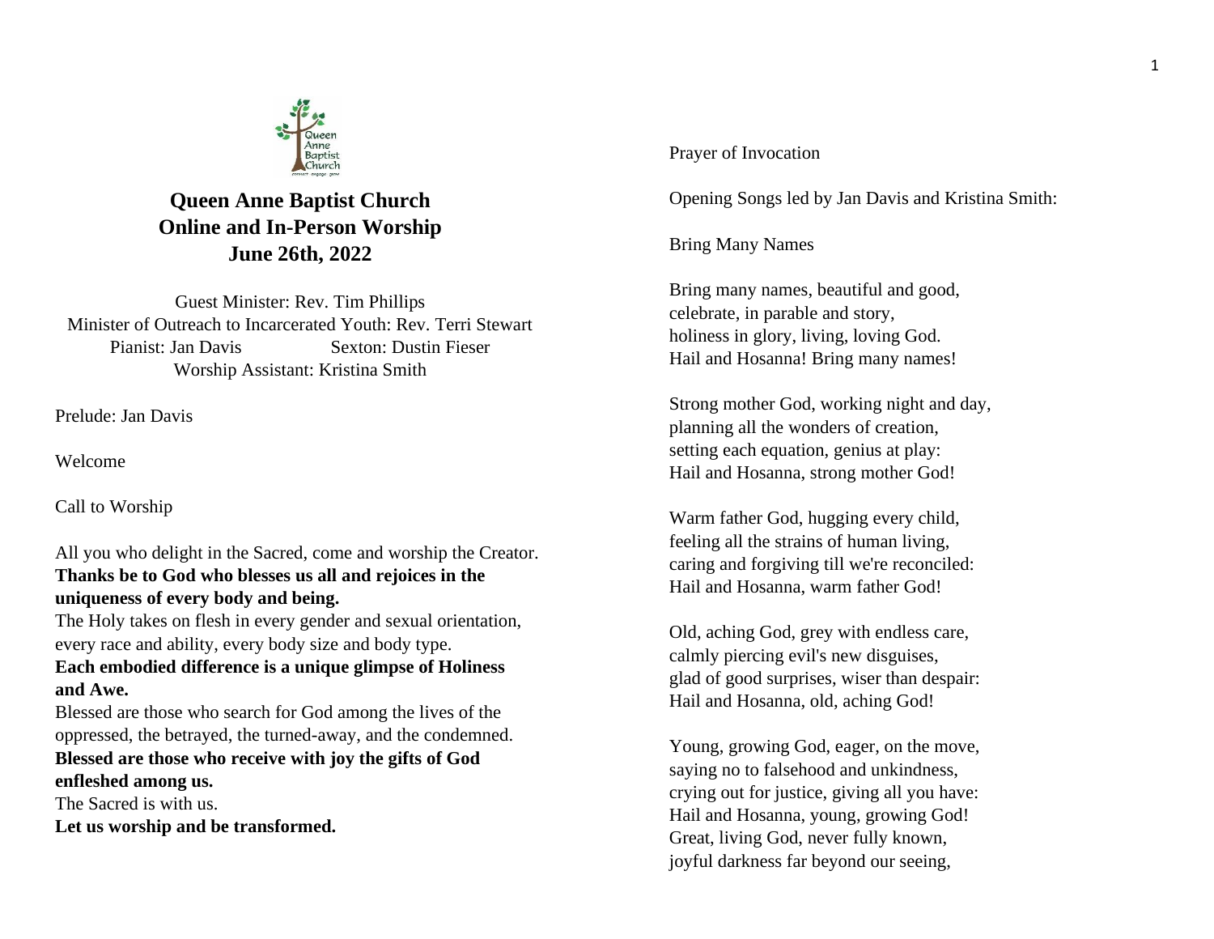# Queen Anne Baptist Church
# Online and In-Person Worship
# June 26th, 2022

Guest Minister: Rev. Tim Phillips
Minister of Outreach to Incarcerated Youth: Rev. Terri Stewart
Pianist: Jan Davis Sexton: Dustin Fieser
Worship Assistant: Kristina Smith

Prelude: Jan Davis

Welcome

Call to Worship

All you who delight in the Sacred, come and worship the Creator.
**Thanks be to God who blesses us all and rejoices in the uniqueness of every body and being.**
The Holy takes on flesh in every gender and sexual orientation, every race and ability, every body size and body type.
**Each embodied difference is a unique glimpse of Holiness and Awe.**
Blessed are those who search for God among the lives of the oppressed, the betrayed, the turned-away, and the condemned.
**Blessed are those who receive with joy the gifts of God enfleshed among us.**
The Sacred is with us.
**Let us worship and be transformed.**

Prayer of Invocation

Opening Songs led by Jan Davis and Kristina Smith:

Bring Many Names

Bring many names, beautiful and good,
celebrate, in parable and story,
holiness in glory, living, loving God.
Hail and Hosanna! Bring many names!

Strong mother God, working night and day,
planning all the wonders of creation,
setting each equation, genius at play:
Hail and Hosanna, strong mother God!

Warm father God, hugging every child,
feeling all the strains of human living,
caring and forgiving till we're reconciled:
Hail and Hosanna, warm father God!

Old, aching God, grey with endless care,
calmly piercing evil's new disguises,
glad of good surprises, wiser than despair:
Hail and Hosanna, old, aching God!

Young, growing God, eager, on the move,
saying no to falsehood and unkindness,
crying out for justice, giving all you have:
Hail and Hosanna, young, growing God!
Great, living God, never fully known,
joyful darkness far beyond our seeing,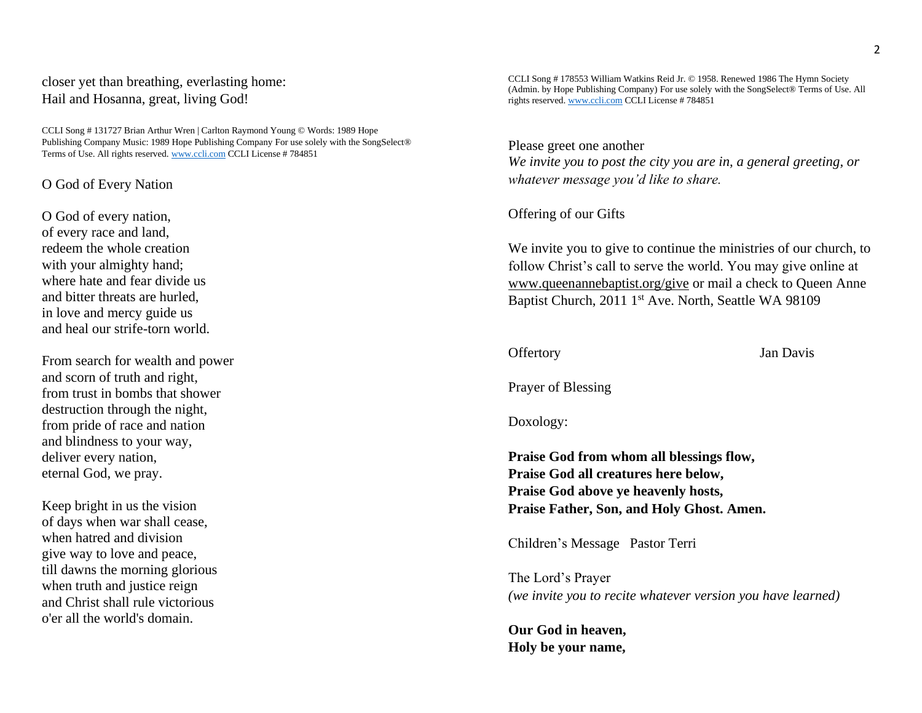closer yet than breathing, everlasting home:
Hail and Hosanna, great, living God!

CCLI Song # 131727 Brian Arthur Wren | Carlton Raymond Young © Words: 1989 Hope Publishing Company Music: 1989 Hope Publishing Company For use solely with the SongSelect® Terms of Use. All rights reserved. www.ccli.com CCLI License # 784851

O God of Every Nation

O God of every nation,
of every race and land,
redeem the whole creation
with your almighty hand;
where hate and fear divide us
and bitter threats are hurled,
in love and mercy guide us
and heal our strife-torn world.

From search for wealth and power
and scorn of truth and right,
from trust in bombs that shower
destruction through the night,
from pride of race and nation
and blindness to your way,
deliver every nation,
eternal God, we pray.

Keep bright in us the vision
of days when war shall cease,
when hatred and division
give way to love and peace,
till dawns the morning glorious
when truth and justice reign
and Christ shall rule victorious
o'er all the world's domain.

CCLI Song # 178553 William Watkins Reid Jr. © 1958. Renewed 1986 The Hymn Society (Admin. by Hope Publishing Company) For use solely with the SongSelect® Terms of Use. All rights reserved. www.ccli.com CCLI License # 784851

Please greet one another
*We invite you to post the city you are in, a general greeting, or whatever message you'd like to share.*

Offering of our Gifts

We invite you to give to continue the ministries of our church, to follow Christ's call to serve the world. You may give online at www.queenannebaptist.org/give or mail a check to Queen Anne Baptist Church, 2011 1st Ave. North, Seattle WA 98109

Offertory Jan Davis

Prayer of Blessing

Doxology:

**Praise God from whom all blessings flow,**
**Praise God all creatures here below,**
**Praise God above ye heavenly hosts,**
**Praise Father, Son, and Holy Ghost. Amen.**

Children's Message Pastor Terri

The Lord's Prayer
*(we invite you to recite whatever version you have learned)*

**Our God in heaven,**
**Holy be your name,**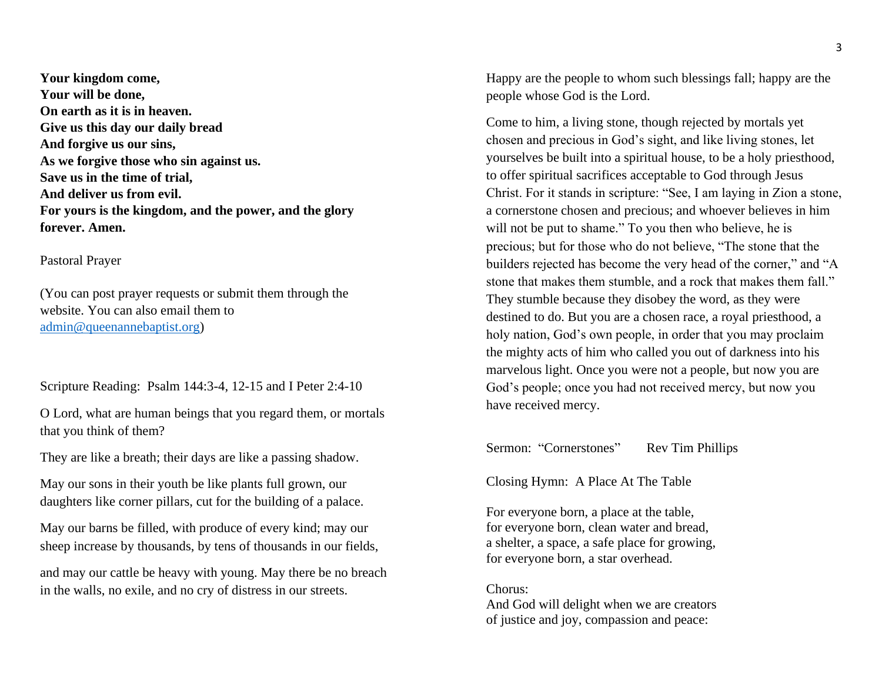**Your kingdom come,**
**Your will be done,**
**On earth as it is in heaven.**
**Give us this day our daily bread**
**And forgive us our sins,**
**As we forgive those who sin against us.**
**Save us in the time of trial,**
**And deliver us from evil.**
**For yours is the kingdom, and the power, and the glory forever. Amen.**

Pastoral Prayer

(You can post prayer requests or submit them through the website. You can also email them to [admin@queenannebaptist.org](mailto:admin@queenannebaptist.org))

Scripture Reading: Psalm 144:3-4, 12-15 and I Peter 2:4-10

O Lord, what are human beings that you regard them, or mortals that you think of them?

They are like a breath; their days are like a passing shadow.

May our sons in their youth be like plants full grown, our daughters like corner pillars, cut for the building of a palace.

May our barns be filled, with produce of every kind; may our sheep increase by thousands, by tens of thousands in our fields,

and may our cattle be heavy with young. May there be no breach in the walls, no exile, and no cry of distress in our streets.

Happy are the people to whom such blessings fall; happy are the people whose God is the Lord.

Come to him, a living stone, though rejected by mortals yet chosen and precious in God's sight, and like living stones, let yourselves be built into a spiritual house, to be a holy priesthood, to offer spiritual sacrifices acceptable to God through Jesus Christ. For it stands in scripture: "See, I am laying in Zion a stone, a cornerstone chosen and precious; and whoever believes in him will not be put to shame." To you then who believe, he is precious; but for those who do not believe, "The stone that the builders rejected has become the very head of the corner," and "A stone that makes them stumble, and a rock that makes them fall." They stumble because they disobey the word, as they were destined to do. But you are a chosen race, a royal priesthood, a holy nation, God's own people, in order that you may proclaim the mighty acts of him who called you out of darkness into his marvelous light. Once you were not a people, but now you are God's people; once you had not received mercy, but now you have received mercy.

Sermon: "Cornerstones" Rev Tim Phillips

Closing Hymn: A Place At The Table

For everyone born, a place at the table,
for everyone born, clean water and bread,
a shelter, a space, a safe place for growing,
for everyone born, a star overhead.

Chorus:
And God will delight when we are creators
of justice and joy, compassion and peace: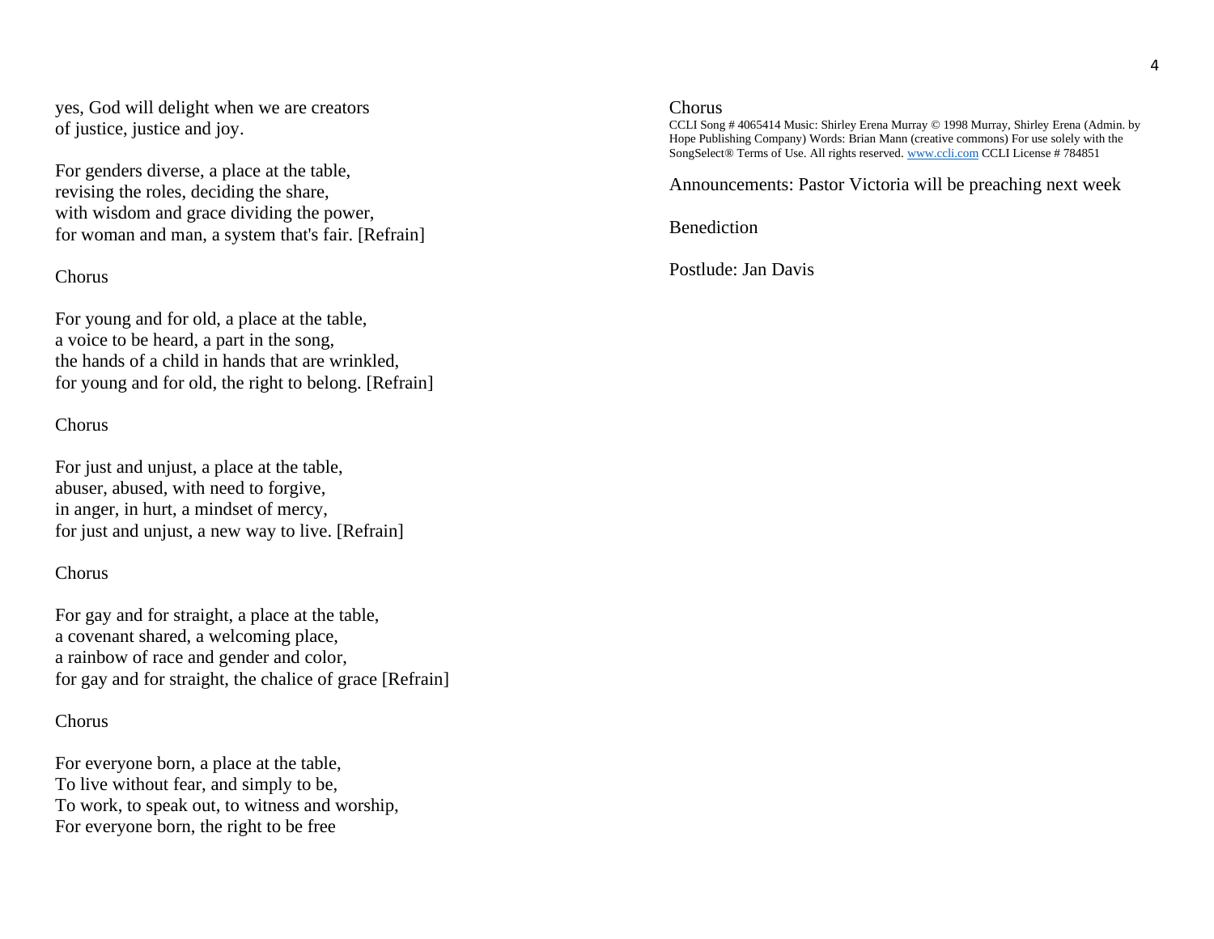yes, God will delight when we are creators
of justice, justice and joy.

For genders diverse, a place at the table,
revising the roles, deciding the share,
with wisdom and grace dividing the power,
for woman and man, a system that's fair. [Refrain]

Chorus

For young and for old, a place at the table,
a voice to be heard, a part in the song,
the hands of a child in hands that are wrinkled,
for young and for old, the right to belong. [Refrain]

Chorus

For just and unjust, a place at the table,
abuser, abused, with need to forgive,
in anger, in hurt, a mindset of mercy,
for just and unjust, a new way to live. [Refrain]

Chorus

For gay and for straight, a place at the table,
a covenant shared, a welcoming place,
a rainbow of race and gender and color,
for gay and for straight, the chalice of grace [Refrain]

Chorus

For everyone born, a place at the table,
To live without fear, and simply to be,
To work, to speak out, to witness and worship,
For everyone born, the right to be free

Chorus

CCLI Song # 4065414 Music: Shirley Erena Murray © 1998 Murray, Shirley Erena (Admin. by Hope Publishing Company) Words: Brian Mann (creative commons) For use solely with the SongSelect® Terms of Use. All rights reserved. www.ccli.com CCLI License # 784851

Announcements: Pastor Victoria will be preaching next week

Benediction

Postlude: Jan Davis